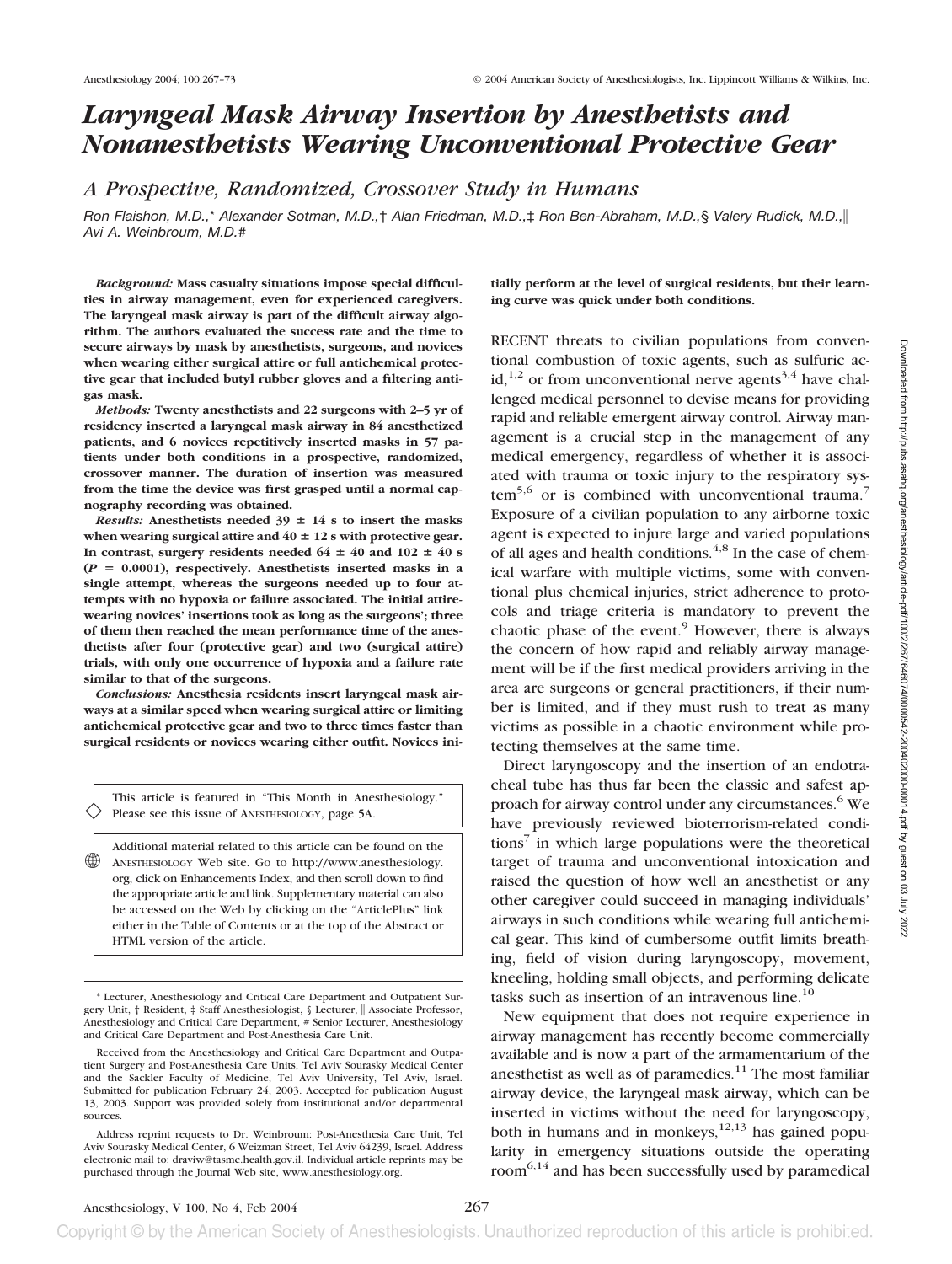# Laryngeal Mask Airway Insertion by Anesthetists and Nonanesthetists Wearing Unconventional Protective Gear

## A Prospective, Randomized, Crossover Study in Humans

*Ron Flaishon, M.D.,\* Alexander Sotman, M.D.,† Alan Friedman, M.D.,‡ Ron Ben-Abraham, M.D.,§ Valery Rudick, M.D.,‖ Avi A. Weinbroum, M.D.#*

***Background:*** **Mass casualty situations impose special difficulties in airway management, even for experienced caregivers. The laryngeal mask airway is part of the difficult airway algorithm. The authors evaluated the success rate and the time to secure airways by mask by anesthetists, surgeons, and novices when wearing either surgical attire or full antichemical protective gear that included butyl rubber gloves and a filtering antigas mask.**

***Methods:*** **Twenty anesthetists and 22 surgeons with 2–5 yr of residency inserted a laryngeal mask airway in 84 anesthetized patients, and 6 novices repetitively inserted masks in 57 patients under both conditions in a prospective, randomized, crossover manner. The duration of insertion was measured from the time the device was first grasped until a normal capnography recording was obtained.**

***Results:*** **Anesthetists needed 39 ± 14 s to insert the masks when wearing surgical attire and 40 ± 12 s with protective gear. In contrast, surgery residents needed 64 ± 40 and 102 ± 40 s ($P = 0.0001$), respectively. Anesthetists inserted masks in a single attempt, whereas the surgeons needed up to four attempts with no hypoxia or failure associated. The initial attire-wearing novices' insertions took as long as the surgeons'; three of them then reached the mean performance time of the anesthetists after four (protective gear) and two (surgical attire) trials, with only one occurrence of hypoxia and a failure rate similar to that of the surgeons.**

***Conclusions:*** **Anesthesia residents insert laryngeal mask airways at a similar speed when wearing surgical attire or limiting antichemical protective gear and two to three times faster than surgical residents or novices wearing either outfit. Novices initially perform at the level of surgical residents, but their learning curve was quick under both conditions.**

This article is featured in "This Month in Anesthesiology." Please see this issue of ANESTHESIOLOGY, page 5A.

Additional material related to this article can be found on the ANESTHESIOLOGY Web site. Go to http://www.anesthesiology.org, click on Enhancements Index, and then scroll down to find the appropriate article and link. Supplementary material can also be accessed on the Web by clicking on the "ArticlePlus" link either in the Table of Contents or at the top of the Abstract or HTML version of the article.

\* Lecturer, Anesthesiology and Critical Care Department and Outpatient Surgery Unit, † Resident, ‡ Staff Anesthesiologist, § Lecturer, ‖ Associate Professor, Anesthesiology and Critical Care Department, # Senior Lecturer, Anesthesiology and Critical Care Department and Post-Anesthesia Care Unit.

Received from the Anesthesiology and Critical Care Department and Outpatient Surgery and Post-Anesthesia Care Units, Tel Aviv Sourasky Medical Center and the Sackler Faculty of Medicine, Tel Aviv University, Tel Aviv, Israel. Submitted for publication February 24, 2003. Accepted for publication August 13, 2003. Support was provided solely from institutional and/or departmental sources.

Address reprint requests to Dr. Weinbroum: Post-Anesthesia Care Unit, Tel Aviv Sourasky Medical Center, 6 Weizman Street, Tel Aviv 64239, Israel. Address electronic mail to: draviw@tasmc.health.gov.il. Individual article reprints may be purchased through the Journal Web site, www.anesthesiology.org.

RECENT threats to civilian populations from conventional combustion of toxic agents, such as sulfuric acid,[1,2] or from unconventional nerve agents[3,4] have challenged medical personnel to devise means for providing rapid and reliable emergent airway control. Airway management is a crucial step in the management of any medical emergency, regardless of whether it is associated with trauma or toxic injury to the respiratory system[5,6] or is combined with unconventional trauma.[7] Exposure of a civilian population to any airborne toxic agent is expected to injure large and varied populations of all ages and health conditions.[4,8] In the case of chemical warfare with multiple victims, some with conventional plus chemical injuries, strict adherence to protocols and triage criteria is mandatory to prevent the chaotic phase of the event.[9] However, there is always the concern of how rapid and reliably airway management will be if the first medical providers arriving in the area are surgeons or general practitioners, if their number is limited, and if they must rush to treat as many victims as possible in a chaotic environment while protecting themselves at the same time.

Direct laryngoscopy and the insertion of an endotracheal tube has thus far been the classic and safest approach for airway control under any circumstances.[6] We have previously reviewed bioterrorism-related conditions[7] in which large populations were the theoretical target of trauma and unconventional intoxication and raised the question of how well an anesthetist or any other caregiver could succeed in managing individuals' airways in such conditions while wearing full antichemical gear. This kind of cumbersome outfit limits breathing, field of vision during laryngoscopy, movement, kneeling, holding small objects, and performing delicate tasks such as insertion of an intravenous line.[10]

New equipment that does not require experience in airway management has recently become commercially available and is now a part of the armamentarium of the anesthetist as well as of paramedics.[11] The most familiar airway device, the laryngeal mask airway, which can be inserted in victims without the need for laryngoscopy, both in humans and in monkeys,[12,13] has gained popularity in emergency situations outside the operating room[6,14] and has been successfully used by paramedical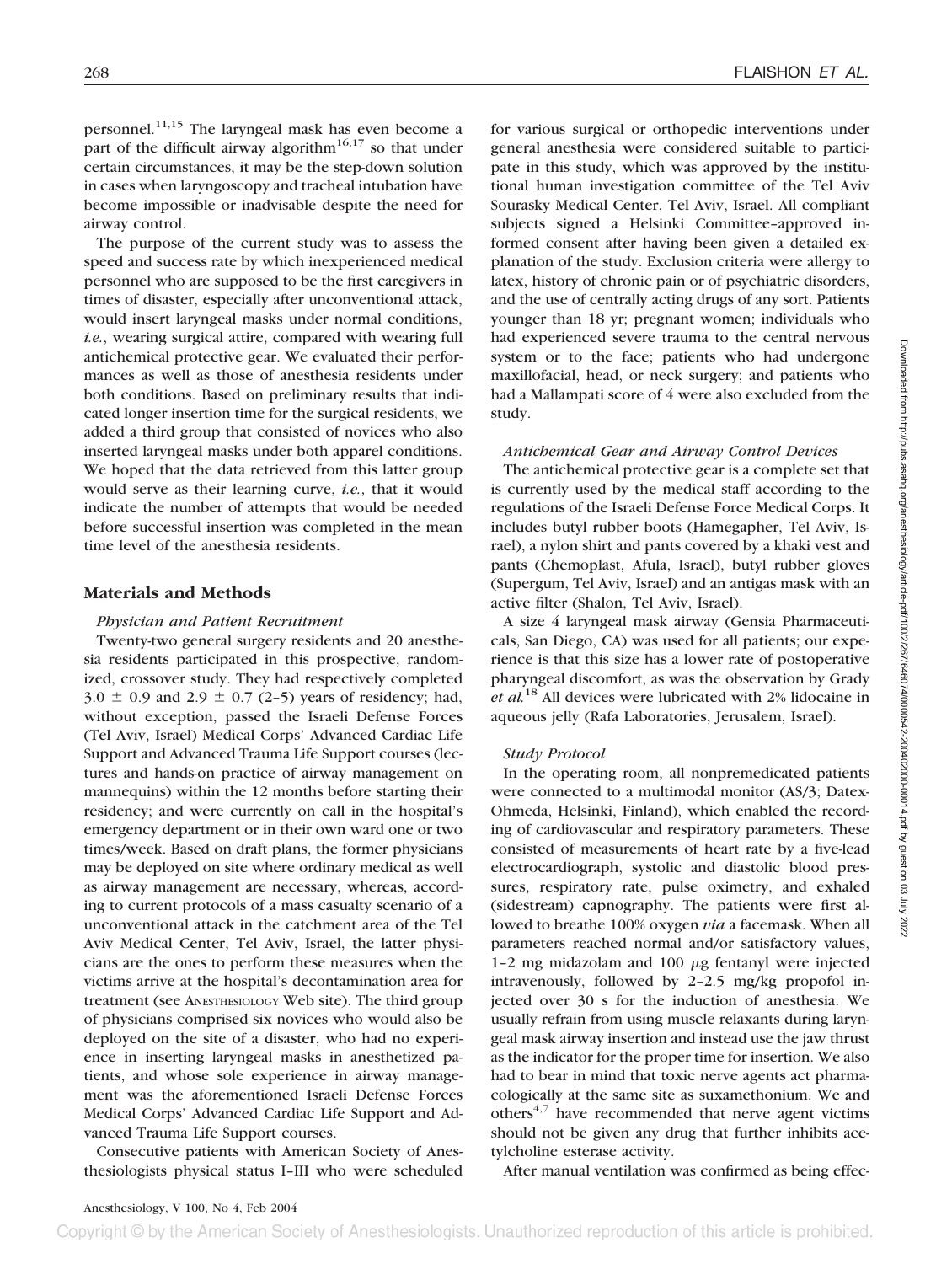personnel.[11,15] The laryngeal mask has even become a part of the difficult airway algorithm[16,17] so that under certain circumstances, it may be the step-down solution in cases when laryngoscopy and tracheal intubation have become impossible or inadvisable despite the need for airway control.

The purpose of the current study was to assess the speed and success rate by which inexperienced medical personnel who are supposed to be the first caregivers in times of disaster, especially after unconventional attack, would insert laryngeal masks under normal conditions, *i.e.*, wearing surgical attire, compared with wearing full antichemical protective gear. We evaluated their performances as well as those of anesthesia residents under both conditions. Based on preliminary results that indicated longer insertion time for the surgical residents, we added a third group that consisted of novices who also inserted laryngeal masks under both apparel conditions. We hoped that the data retrieved from this latter group would serve as their learning curve, *i.e.*, that it would indicate the number of attempts that would be needed before successful insertion was completed in the mean time level of the anesthesia residents.

## Materials and Methods

### *Physician and Patient Recruitment*

Twenty-two general surgery residents and 20 anesthesia residents participated in this prospective, randomized, crossover study. They had respectively completed $3.0 \pm 0.9$ and $2.9 \pm 0.7$ (2–5) years of residency; had, without exception, passed the Israeli Defense Forces (Tel Aviv, Israel) Medical Corps' Advanced Cardiac Life Support and Advanced Trauma Life Support courses (lectures and hands-on practice of airway management on mannequins) within the 12 months before starting their residency; and were currently on call in the hospital's emergency department or in their own ward one or two times/week. Based on draft plans, the former physicians may be deployed on site where ordinary medical as well as airway management are necessary, whereas, according to current protocols of a mass casualty scenario of a unconventional attack in the catchment area of the Tel Aviv Medical Center, Tel Aviv, Israel, the latter physicians are the ones to perform these measures when the victims arrive at the hospital's decontamination area for treatment (see ANESTHESIOLOGY Web site). The third group of physicians comprised six novices who would also be deployed on the site of a disaster, who had no experience in inserting laryngeal masks in anesthetized patients, and whose sole experience in airway management was the aforementioned Israeli Defense Forces Medical Corps' Advanced Cardiac Life Support and Advanced Trauma Life Support courses.

Consecutive patients with American Society of Anesthesiologists physical status I–III who were scheduled for various surgical or orthopedic interventions under general anesthesia were considered suitable to participate in this study, which was approved by the institutional human investigation committee of the Tel Aviv Sourasky Medical Center, Tel Aviv, Israel. All compliant subjects signed a Helsinki Committee–approved informed consent after having been given a detailed explanation of the study. Exclusion criteria were allergy to latex, history of chronic pain or of psychiatric disorders, and the use of centrally acting drugs of any sort. Patients younger than 18 yr; pregnant women; individuals who had experienced severe trauma to the central nervous system or to the face; patients who had undergone maxillofacial, head, or neck surgery; and patients who had a Mallampati score of 4 were also excluded from the study.

### *Antichemical Gear and Airway Control Devices*

The antichemical protective gear is a complete set that is currently used by the medical staff according to the regulations of the Israeli Defense Force Medical Corps. It includes butyl rubber boots (Hamegapher, Tel Aviv, Israel), a nylon shirt and pants covered by a khaki vest and pants (Chemoplast, Afula, Israel), butyl rubber gloves (Supergum, Tel Aviv, Israel) and an antigas mask with an active filter (Shalon, Tel Aviv, Israel).

A size 4 laryngeal mask airway (Gensia Pharmaceuticals, San Diego, CA) was used for all patients; our experience is that this size has a lower rate of postoperative pharyngeal discomfort, as was the observation by Grady *et al.*[18] All devices were lubricated with 2% lidocaine in aqueous jelly (Rafa Laboratories, Jerusalem, Israel).

### *Study Protocol*

In the operating room, all nonpremedicated patients were connected to a multimodal monitor (AS/3; Datex-Ohmeda, Helsinki, Finland), which enabled the recording of cardiovascular and respiratory parameters. These consisted of measurements of heart rate by a five-lead electrocardiograph, systolic and diastolic blood pressures, respiratory rate, pulse oximetry, and exhaled (sidestream) capnography. The patients were first allowed to breathe 100% oxygen *via* a facemask. When all parameters reached normal and/or satisfactory values, 1–2 mg midazolam and 100 $\mu$g fentanyl were injected intravenously, followed by 2–2.5 mg/kg propofol injected over 30 s for the induction of anesthesia. We usually refrain from using muscle relaxants during laryngeal mask airway insertion and instead use the jaw thrust as the indicator for the proper time for insertion. We also had to bear in mind that toxic nerve agents act pharmacologically at the same site as suxamethonium. We and others[4,7] have recommended that nerve agent victims should not be given any drug that further inhibits acetylcholine esterase activity.

After manual ventilation was confirmed as being effec-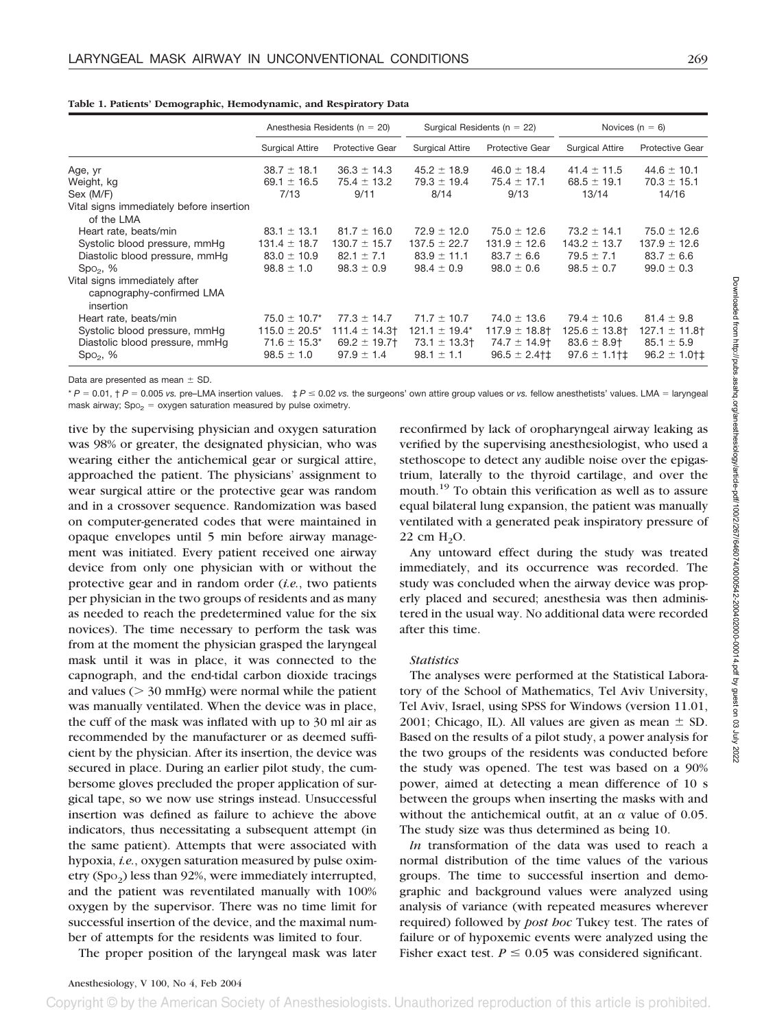**Table 1. Patients' Demographic, Hemodynamic, and Respiratory Data**

| | Anesthesia Residents (n = 20) | | Surgical Residents (n = 22) | | Novices (n = 6) | |
|---|---|---|---|---|---|---|
| | Surgical Attire | Protective Gear | Surgical Attire | Protective Gear | Surgical Attire | Protective Gear |
| Age, yr | 38.7 ± 18.1 | 36.3 ± 14.3 | 45.2 ± 18.9 | 46.0 ± 18.4 | 41.4 ± 11.5 | 44.6 ± 10.1 |
| Weight, kg | 69.1 ± 16.5 | 75.4 ± 13.2 | 79.3 ± 19.4 | 75.4 ± 17.1 | 68.5 ± 19.1 | 70.3 ± 15.1 |
| Sex (M/F) | 7/13 | 9/11 | 8/14 | 9/13 | 13/14 | 14/16 |
| Vital signs immediately before insertion of the LMA | | | | | | |
| Heart rate, beats/min | 83.1 ± 13.1 | 81.7 ± 16.0 | 72.9 ± 12.0 | 75.0 ± 12.6 | 73.2 ± 14.1 | 75.0 ± 12.6 |
| Systolic blood pressure, mmHg | 131.4 ± 18.7 | 130.7 ± 15.7 | 137.5 ± 22.7 | 131.9 ± 12.6 | 143.2 ± 13.7 | 137.9 ± 12.6 |
| Diastolic blood pressure, mmHg | 83.0 ± 10.9 | 82.1 ± 7.1 | 83.9 ± 11.1 | 83.7 ± 6.6 | 79.5 ± 7.1 | 83.7 ± 6.6 |
| $Sp_{O_2}$, % | 98.8 ± 1.0 | 98.3 ± 0.9 | 98.4 ± 0.9 | 98.0 ± 0.6 | 98.5 ± 0.7 | 99.0 ± 0.3 |
| Vital signs immediately after capnography-confirmed LMA insertion | | | | | | |
| Heart rate, beats/min | 75.0 ± 10.7* | 77.3 ± 14.7 | 71.7 ± 10.7 | 74.0 ± 13.6 | 79.4 ± 10.6 | 81.4 ± 9.8 |
| Systolic blood pressure, mmHg | 115.0 ± 20.5* | 111.4 ± 14.3† | 121.1 ± 19.4* | 117.9 ± 18.8† | 125.6 ± 13.8† | 127.1 ± 11.8† |
| Diastolic blood pressure, mmHg | 71.6 ± 15.3* | 69.2 ± 19.7† | 73.1 ± 13.3† | 74.7 ± 14.9† | 83.6 ± 8.9† | 85.1 ± 5.9 |
| $Sp_{O_2}$, % | 98.5 ± 1.0 | 97.9 ± 1.4 | 98.1 ± 1.1 | 96.5 ± 2.4†‡ | 97.6 ± 1.1†‡ | 96.2 ± 1.0†‡ |

Data are presented as mean ± SD.

\* $P = 0.01$, † $P = 0.005$ *vs.* pre–LMA insertion values. ‡ $P \leq 0.02$ *vs.* the surgeons' own attire group values or *vs.* fellow anesthetists' values. LMA = laryngeal mask airway; $Sp_{O_2}$ = oxygen saturation measured by pulse oximetry.

tive by the supervising physician and oxygen saturation was 98% or greater, the designated physician, who was wearing either the antichemical gear or surgical attire, approached the patient. The physicians' assignment to wear surgical attire or the protective gear was random and in a crossover sequence. Randomization was based on computer-generated codes that were maintained in opaque envelopes until 5 min before airway management was initiated. Every patient received one airway device from only one physician with or without the protective gear and in random order (*i.e.*, two patients per physician in the two groups of residents and as many as needed to reach the predetermined value for the six novices). The time necessary to perform the task was from at the moment the physician grasped the laryngeal mask until it was in place, it was connected to the capnograph, and the end-tidal carbon dioxide tracings and values (> 30 mmHg) were normal while the patient was manually ventilated. When the device was in place, the cuff of the mask was inflated with up to 30 ml air as recommended by the manufacturer or as deemed sufficient by the physician. After its insertion, the device was secured in place. During an earlier pilot study, the cumbersome gloves precluded the proper application of surgical tape, so we now use strings instead. Unsuccessful insertion was defined as failure to achieve the above indicators, thus necessitating a subsequent attempt (in the same patient). Attempts that were associated with hypoxia, *i.e.*, oxygen saturation measured by pulse oximetry ($Sp_{O_2}$) less than 92%, were immediately interrupted, and the patient was reventilated manually with 100% oxygen by the supervisor. There was no time limit for successful insertion of the device, and the maximal number of attempts for the residents was limited to four.

The proper position of the laryngeal mask was later reconfirmed by lack of oropharyngeal airway leaking as verified by the supervising anesthesiologist, who used a stethoscope to detect any audible noise over the epigastrium, laterally to the thyroid cartilage, and over the mouth.[19] To obtain this verification as well as to assure equal bilateral lung expansion, the patient was manually ventilated with a generated peak inspiratory pressure of 22 cm $H_2O$.

Any untoward effect during the study was treated immediately, and its occurrence was recorded. The study was concluded when the airway device was properly placed and secured; anesthesia was then administered in the usual way. No additional data were recorded after this time.

### *Statistics*

The analyses were performed at the Statistical Laboratory of the School of Mathematics, Tel Aviv University, Tel Aviv, Israel, using SPSS for Windows (version 11.01, 2001; Chicago, IL). All values are given as mean ± SD. Based on the results of a pilot study, a power analysis for the two groups of the residents was conducted before the study was opened. The test was based on a 90% power, aimed at detecting a mean difference of 10 s between the groups when inserting the masks with and without the antichemical outfit, at an $\alpha$ value of 0.05. The study size was thus determined as being 10.

*ln* transformation of the data was used to reach a normal distribution of the time values of the various groups. The time to successful insertion and demographic and background values were analyzed using analysis of variance (with repeated measures wherever required) followed by *post hoc* Tukey test. The rates of failure or of hypoxemic events were analyzed using the Fisher exact test. $P \leq 0.05$ was considered significant.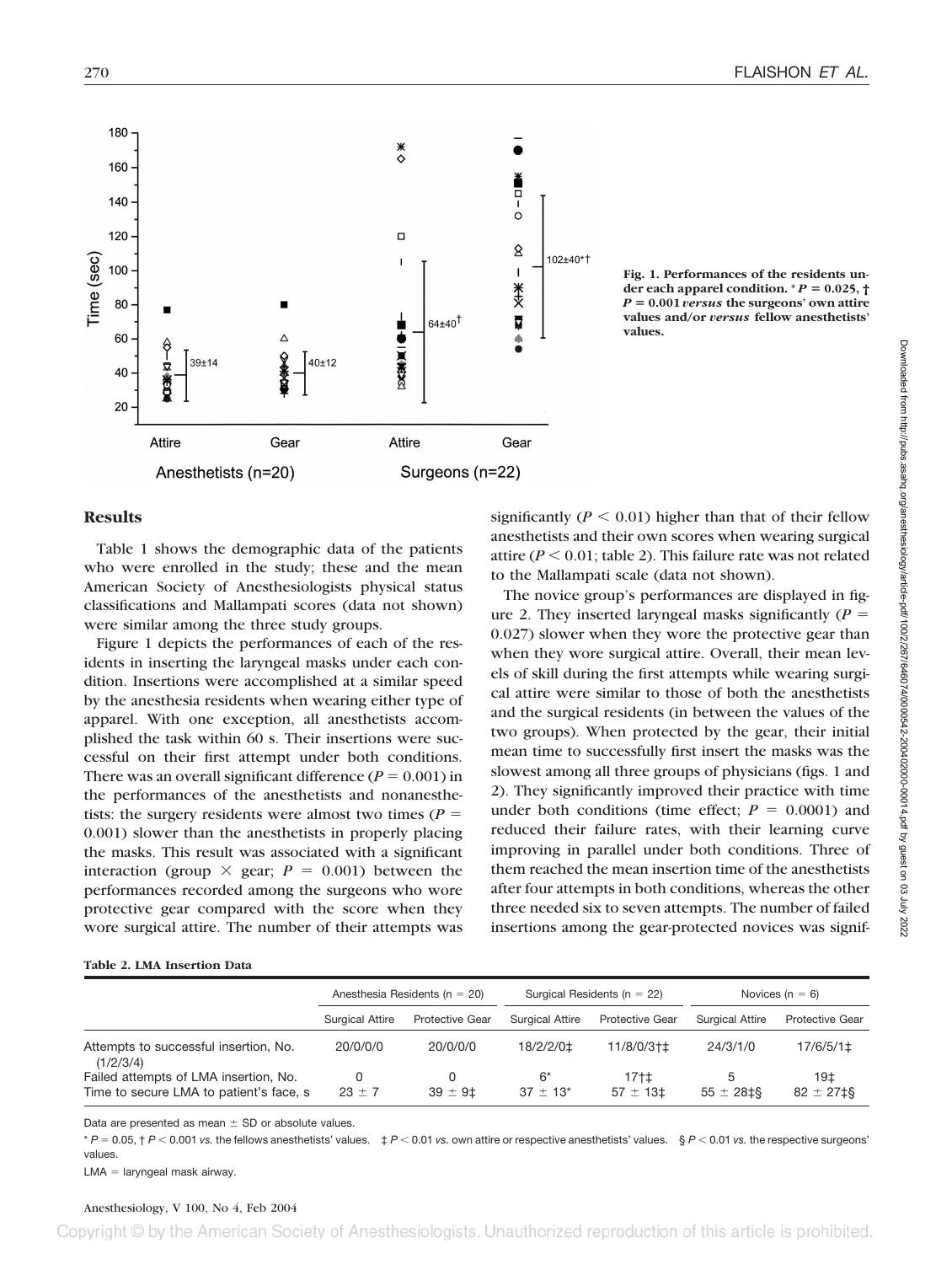Fig. 1. Performances of the residents under each apparel condition. * $P = 0.025$, † $P = 0.001$ *versus* the surgeons' own attire values and/or *versus* fellow anesthetists' values.

## Results

Table 1 shows the demographic data of the patients who were enrolled in the study; these and the mean American Society of Anesthesiologists physical status classifications and Mallampati scores (data not shown) were similar among the three study groups.

Figure 1 depicts the performances of each of the residents in inserting the laryngeal masks under each condition. Insertions were accomplished at a similar speed by the anesthesia residents when wearing either type of apparel. With one exception, all anesthetists accomplished the task within 60 s. Their insertions were successful on their first attempt under both conditions. There was an overall significant difference ($P = 0.001$) in the performances of the anesthetists and nonanesthetists: the surgery residents were almost two times ($P = 0.001$) slower than the anesthetist in properly placing the masks. This result was associated with a significant interaction (group × gear; $P = 0.001$) between the performances recorded among the surgeons who wore protective gear compared with the score when they wore surgical attire. The number of their attempts was significantly ($P < 0.01$) higher than that of their fellow anesthetists and their own scores when wearing surgical attire ($P < 0.01$; table 2). This failure rate was not related to the Mallampati scale (data not shown).

The novice group's performances are displayed in figure 2. They inserted laryngeal masks significantly ($P = 0.027$) slower when they wore the protective gear than when they wore surgical attire. Overall, their mean levels of skill during the first attempts while wearing surgical attire were similar to those of both the anesthetists and the surgical residents (in between the values of the two groups). When protected by the gear, their initial mean time to successfully first insert the masks was the slowest among all three groups of physicians (figs. 1 and 2). They significantly improved their practice with time under both conditions (time effect; $P = 0.0001$) and reduced their failure rates, with their learning curve improving in parallel under both conditions. Three of them reached the mean insertion time of the anesthetists after four attempts in both conditions, whereas the other three needed six to seven attempts. The number of failed insertions among the gear-protected novices was signif-

**Table 2. LMA Insertion Data**

| | Anesthesia Residents (n = 20) | | Surgical Residents (n = 22) | | Novices (n = 6) | |
|---|---|---|---|---|---|---|
| | Surgical Attire | Protective Gear | Surgical Attire | Protective Gear | Surgical Attire | Protective Gear |
| Attempts to successful insertion, No. (1/2/3/4) | 20/0/0/0 | 20/0/0/0 | 18/2/2/0‡ | 11/8/0/3†‡ | 24/3/1/0 | 17/6/5/1‡ |
| Failed attempts of LMA insertion, No. | 0 | 0 | 6* | 17†‡ | 5 | 19‡ |
| Time to secure LMA to patient's face, s | 23 ± 7 | 39 ± 9‡ | 37 ± 13* | 57 ± 13‡ | 55 ± 28‡§ | 82 ± 27‡§ |

Data are presented as mean ± SD or absolute values.

* $P = 0.05$, † $P < 0.001$ *vs.* the fellows anesthetists' values. ‡ $P < 0.01$ *vs.* own attire or respective anesthetists' values. § $P < 0.01$ *vs.* the respective surgeons' values.

LMA = laryngeal mask airway.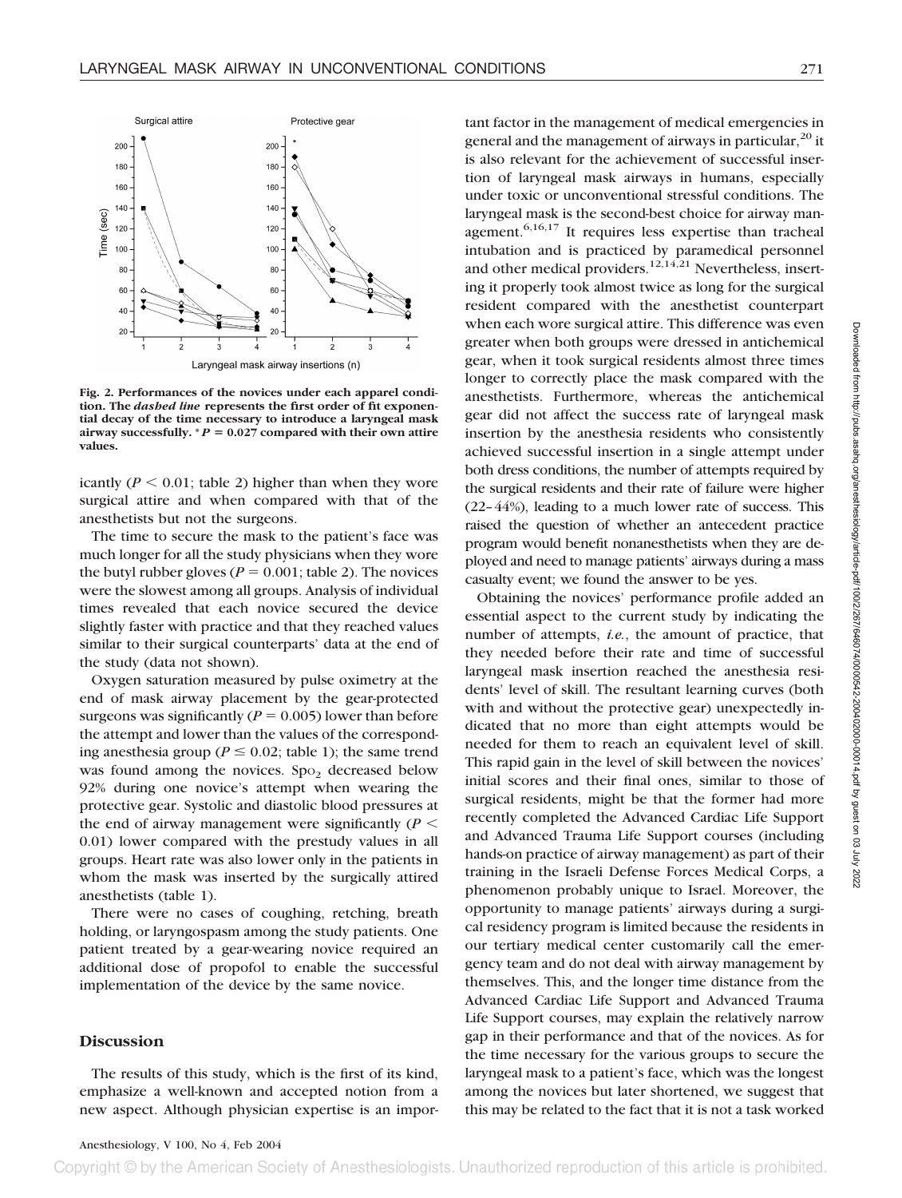Surgical attire

Protective gear

Time (sec)

200
180
160
140
120
100
80
60
40
20

1 2 3 4 1 2 3 4

*

Laryngeal mask airway insertions (n)

**Fig. 2. Performances of the novices under each apparel condition. The *dashed line* represents the first order of fit exponential decay of the time necessary to introduce a laryngeal mask airway successfully. \* $P = 0.027$ compared with their own attire values.**

icantly ($P < 0.01$; table 2) higher than when they wore surgical attire and when compared with that of the anesthetists but not the surgeons.

The time to secure the mask to the patient's face was much longer for all the study physicians when they wore the butyl rubber gloves ($P = 0.001$; table 2). The novices were the slowest among all groups. Analysis of individual times revealed that each novice secured the device slightly faster with practice and that they reached values similar to their surgical counterparts' data at the end of the study (data not shown).

Oxygen saturation measured by pulse oximetry at the end of mask airway placement by the gear-protected surgeons was significantly ($P = 0.005$) lower than before the attempt and lower than the values of the corresponding anesthesia group ($P \leq 0.02$; table 1); the same trend was found among the novices. $Sp_{O_2}$ decreased below 92% during one novice's attempt when wearing the protective gear. Systolic and diastolic blood pressures at the end of airway management were significantly ($P < 0.01$) lower compared with the prestudy values in all groups. Heart rate was also lower only in the patients in whom the mask was inserted by the surgically attired anesthetists (table 1).

There were no cases of coughing, retching, breath holding, or laryngospasm among the study patients. One patient treated by a gear-wearing novice required an additional dose of propofol to enable the successful implementation of the device by the same novice.

## Discussion

The results of this study, which is the first of its kind, emphasize a well-known and accepted notion from a new aspect. Although physician expertise is an important factor in the management of medical emergencies in general and the management of airways in particular,[20] it is also relevant for the achievement of successful insertion of laryngeal mask airways in humans, especially under toxic or unconventional stressful conditions. The laryngeal mask is the second-best choice for airway management.[6,16,17] It requires less expertise than tracheal intubation and is practiced by paramedical personnel and other medical providers.[12,14,21] Nevertheless, inserting it properly took almost twice as long for the surgical resident compared with the anesthetist counterpart when each wore surgical attire. This difference was even greater when both groups were dressed in antichemical gear, when it took surgical residents almost three times longer to correctly place the mask compared with the anesthetists. Furthermore, whereas the antichemical gear did not affect the success rate of laryngeal mask insertion by the anesthesia residents who consistently achieved successful insertion in a single attempt under both dress conditions, the number of attempts required by the surgical residents and their rate of failure were higher (22–44%), leading to a much lower rate of success. This raised the question of whether an antecedent practice program would benefit nonanesthetists when they are deployed and need to manage patients' airways during a mass casualty event; we found the answer to be yes.

Obtaining the novices' performance profile added an essential aspect to the current study by indicating the number of attempts, *i.e.*, the amount of practice, that they needed before their rate and time of successful laryngeal mask insertion reached the anesthesia residents' level of skill. The resultant learning curves (both with and without the protective gear) unexpectedly indicated that no more than eight attempts would be needed for them to reach an equivalent level of skill. This rapid gain in the level of skill between the novices' initial scores and their final ones, similar to those of surgical residents, might be that the former had more recently completed the Advanced Cardiac Life Support and Advanced Trauma Life Support courses (including hands-on practice of airway management) as part of their training in the Israeli Defense Forces Medical Corps, a phenomenon probably unique to Israel. Moreover, the opportunity to manage patients' airways during a surgical residency program is limited because the residents in our tertiary medical center customarily call the emergency team and do not deal with airway management by themselves. This, and the longer time distance from the Advanced Cardiac Life Support and Advanced Trauma Life Support courses, may explain the relatively narrow gap in their performance and that of the novices. As for the time necessary for the various groups to secure the laryngeal mask to a patient's face, which was the longest among the novices but later shortened, we suggest that this may be related to the fact that it is not a task worked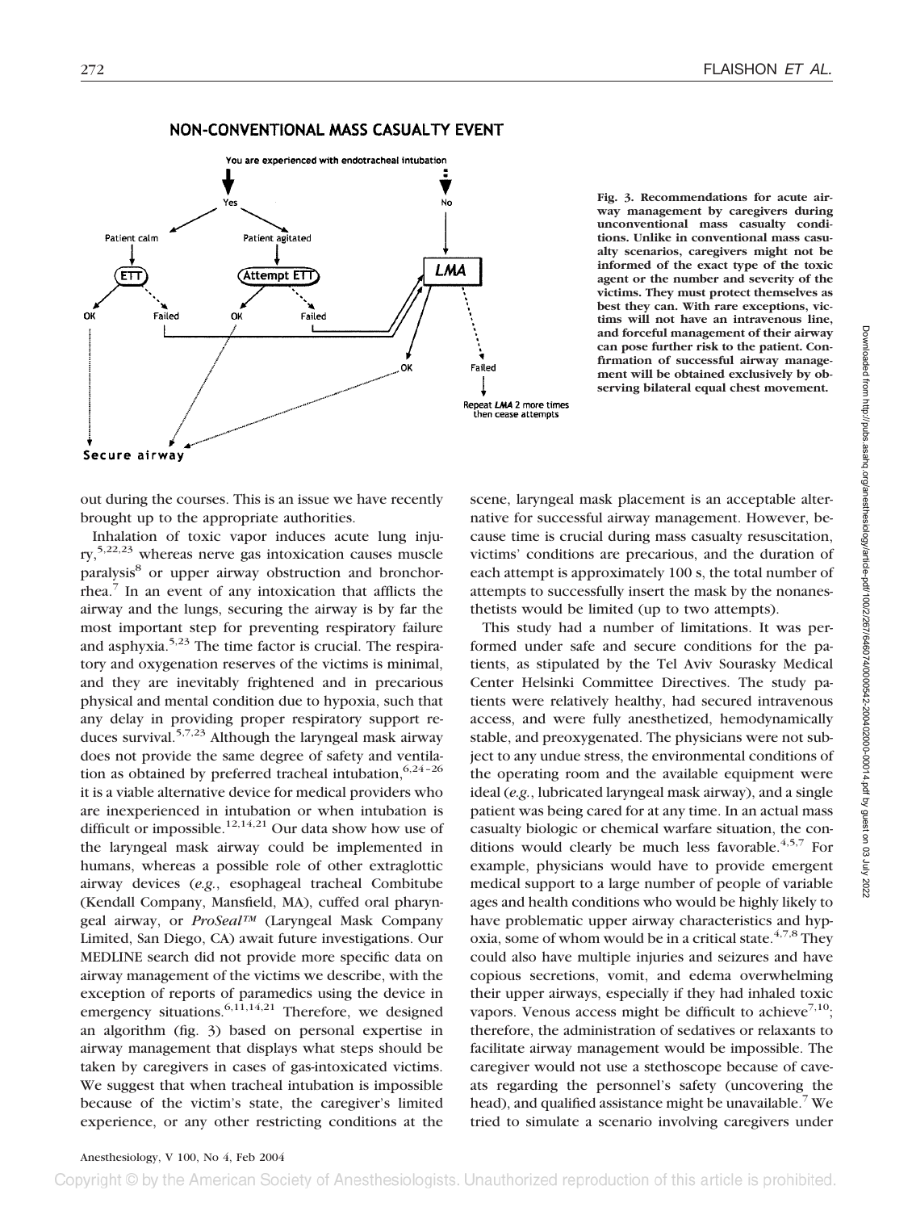NON-CONVENTIONAL MASS CASUALTY EVENT

Fig. 3. Recommendations for acute airway management by caregivers during unconventional mass casualty conditions. Unlike in conventional mass casualty scenarios, caregivers might not be informed of the exact type of the toxic agent or the number and severity of the victims. They must protect themselves as best they can. With rare exceptions, victims will not have an intravenous line, and forceful management of their airway can pose further risk to the patient. Confirmation of successful airway management will be obtained exclusively by observing bilateral equal chest movement.

out during the courses. This is an issue we have recently brought up to the appropriate authorities.

Inhalation of toxic vapor induces acute lung injury,[5,22,23] whereas nerve gas intoxication causes muscle paralysis[8] or upper airway obstruction and bronchorrhea.[7] In an event of any intoxication that afflicts the airway and the lungs, securing the airway is by far the most important step for preventing respiratory failure and asphyxia.[5,23] The time factor is crucial. The respiratory and oxygenation reserves of the victims is minimal, and they are inevitably frightened and in precarious physical and mental condition due to hypoxia, such that any delay in providing proper respiratory support reduces survival.[5,7,23] Although the laryngeal mask airway does not provide the same degree of safety and ventilation as obtained by preferred tracheal intubation,[6,24–26] it is a viable alternative device for medical providers who are inexperienced in intubation or when intubation is difficult or impossible.[12,14,21] Our data show how use of the laryngeal mask airway could be implemented in humans, whereas a possible role of other extraglottic airway devices (*e.g.*, esophageal tracheal Combitube (Kendall Company, Mansfield, MA), cuffed oral pharyngeal airway, or *ProSeal™* (Laryngeal Mask Company Limited, San Diego, CA) await future investigations. Our MEDLINE search did not provide more specific data on airway management of the victims we describe, with the exception of reports of paramedics using the device in emergency situations.[6,11,14,21] Therefore, we designed an algorithm (fig. 3) based on personal expertise in airway management that displays what steps should be taken by caregivers in cases of gas-intoxicated victims. We suggest that when tracheal intubation is impossible because of the victim's state, the caregiver's limited experience, or any other restricting conditions at the scene, laryngeal mask placement is an acceptable alternative for successful airway management. However, because time is crucial during mass casualty resuscitation, victims' conditions are precarious, and the duration of each attempt is approximately 100 s, the total number of attempts to successfully insert the mask by the nonanesthetists would be limited (up to two attempts).

This study had a number of limitations. It was performed under safe and secure conditions for the patients, as stipulated by the Tel Aviv Sourasky Medical Center Helsinki Committee Directives. The study patients were relatively healthy, had secured intravenous access, and were fully anesthetized, hemodynamically stable, and preoxygenated. The physicians were not subject to any undue stress, the environmental conditions of the operating room and the available equipment were ideal (*e.g.*, lubricated laryngeal mask airway), and a single patient was being cared for at any time. In an actual mass casualty biologic or chemical warfare situation, the conditions would clearly be much less favorable.[4,5,7] For example, physicians would have to provide emergent medical support to a large number of people of variable ages and health conditions who would be highly likely to have problematic upper airway characteristics and hypoxia, some of whom would be in a critical state.[4,7,8] They could also have multiple injuries and seizures and have copious secretions, vomit, and edema overwhelming their upper airways, especially if they had inhaled toxic vapors. Venous access might be difficult to achieve[7,10]; therefore, the administration of sedatives or relaxants to facilitate airway management would be impossible. The caregiver would not use a stethoscope because of caveats regarding the personnel's safety (uncovering the head), and qualified assistance might be unavailable.[7] We tried to simulate a scenario involving caregivers under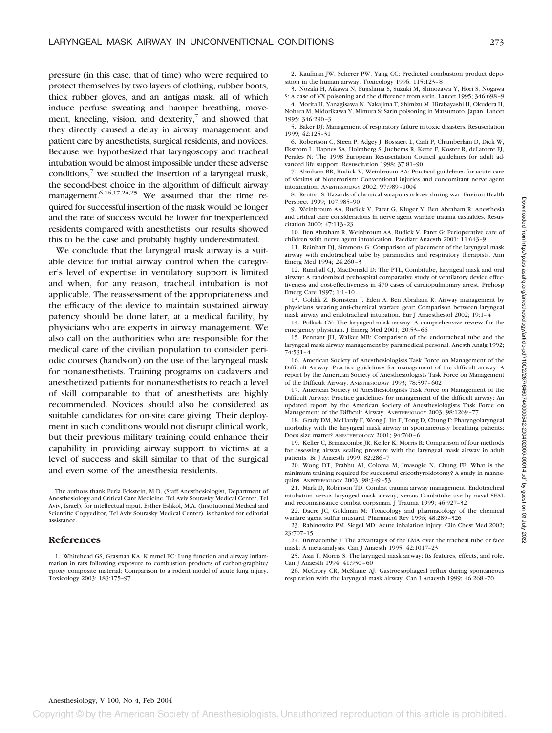pressure (in this case, that of time) who were required to protect themselves by two layers of clothing, rubber boots, thick rubber gloves, and an antigas mask, all of which induce perfuse sweating and hamper breathing, movement, kneeling, vision, and dexterity,[7] and showed that they directly caused a delay in airway management and patient care by anesthetists, surgical residents, and novices. Because we hypothesized that laryngoscopy and tracheal intubation would be almost impossible under these adverse conditions,[7] we studied the insertion of a laryngeal mask, the second-best choice in the algorithm of difficult airway management.[6,16,17,24,25] We assumed that the time required for successful insertion of the mask would be longer and the rate of success would be lower for inexperienced residents compared with anesthetists: our results showed this to be the case and probably highly underestimated.

We conclude that the laryngeal mask airway is a suitable device for initial airway control when the caregiver's level of expertise in ventilatory support is limited and when, for any reason, tracheal intubation is not applicable. The reassessment of the appropriateness and the efficacy of the device to maintain sustained airway patency should be done later, at a medical facility, by physicians who are experts in airway management. We also call on the authorities who are responsible for the medical care of the civilian population to consider periodic courses (hands-on) on the use of the laryngeal mask for nonanesthetists. Training programs on cadavers and anesthetized patients for nonanesthetists to reach a level of skill comparable to that of anesthetists are highly recommended. Novices should also be considered as suitable candidates for on-site care giving. Their deployment in such conditions would not disrupt clinical work, but their previous military training could enhance their capability in providing airway support to victims at a level of success and skill similar to that of the surgical and even some of the anesthesia residents.

The authors thank Perla Eckstein, M.D. (Staff Anesthesiologist, Department of Anesthesiology and Critical Care Medicine, Tel Aviv Sourasky Medical Center, Tel Aviv, Israel), for intellectual input. Esther Eshkol, M.A. (Institutional Medical and Scientific Copyeditor, Tel Aviv Sourasky Medical Center), is thanked for editorial assistance.

## References

1. Whitehead GS, Grasman KA, Kimmel EC: Lung function and airway inflammation in rats following exposure to combustion products of carbon-graphite/epoxy composite material: Comparison to a rodent model of acute lung injury. Toxicology 2003; 183:175–97
2. Kaufman JW, Scherer PW, Yang CC: Predicted combustion product deposition in the human airway. Toxicology 1996; 115:123–8
3. Nozaki H, Aikawa N, Fujishima S, Suzuki M, Shinozawa Y, Hori S, Nogawa S: A case of VX poisoning and the difference from sarin. Lancet 1995; 346:698–9
4. Morita H, Yanagisawa N, Nakajima T, Shimizu M, Hirabayashi H, Okudera H, Nohara M, Midorikawa Y, Mimura S: Sarin poisoning in Matsumoto, Japan. Lancet 1995; 346:290–3
5. Baker DJ: Management of respiratory failure in toxic disasters. Resuscitation 1999; 42:125–31
6. Robertson C, Steen P, Adgey J, Bossaert L, Carli P, Chamberlain D, Dick W, Ekstrom L, Hapnes SA, Holmberg S, Juchems R, Kette F, Koster R, deLatorre FJ, Perales N: The 1998 European Resuscitation Council guidelines for adult advanced life support. Resuscitation 1998; 37:81–90
7. Abraham BR, Rudick V, Weinbroum AA: Practical guidelines for acute care of victims of bioterrorism: Conventional injuries and concomitant nerve agent intoxication. Anesthesiology 2002; 97:989–1004
8. Reutter S: Hazards of chemical weapons release during war. Environ Health Perspect 1999; 107:985–90
9. Weinbroum AA, Rudick V, Paret G, Kluger Y, Ben Abraham R: Anesthesia and critical care considerations in nerve agent warfare trauma casualties. Resuscitation 2000; 47:113–23
10. Ben Abraham R, Weinbroum AA, Rudick V, Paret G: Perioperative care of children with nerve agent intoxication. Paediatr Anaesth 2001; 11:643–9
11. Reinhart DJ, Simmons G: Comparison of placement of the laryngeal mask airway with endotracheal tube by paramedics and respiratory therapists. Ann Emerg Med 1994; 24:260–3
12. Rumball CJ, MacDonald D: The PTL, Combitube, laryngeal mask and oral airway: A randomized prehospital comparative study of ventilatory device effectiveness and cost-effectiveness in 470 cases of cardiopulmonary arrest. Prehosp Emerg Care 1997; 1:1–10
13. Goldik Z, Bornstein J, Eden A, Ben Abraham R: Airway management by physicians wearing anti-chemical warfare gear: Comparison between laryngeal mask airway and endotracheal intubation. Eur J Anaesthesiol 2002; 19:1–4
14. Pollack CV: The laryngeal mask airway: A comprehensive review for the emergency physician. J Emerg Med 2001; 20:53–66
15. Pennant JH, Walker MB: Comparison of the endotracheal tube and the laryngeal mask airway management by paramedical personal. Anesth Analg 1992; 74:531–4
16. American Society of Anesthesiologists Task Force on Management of the Difficult Airway: Practice guidelines for management of the difficult airway: A report by the American Society of Anesthesiologists Task Force on Management of the Difficult Airway. Anesthesiology 1993; 78:597–602
17. American Society of Anesthesiologists Task Force on Management of the Difficult Airway: Practice guidelines for management of the difficult airway: An updated report by the American Society of Anesthesiologists Task Force on Management of the Difficult Airway. Anesthesiology 2003; 98:1269–77
18. Grady DM, McHardy F, Wong J, Jin F, Tong D, Chung F: Pharyngolaryngeal morbidity with the laryngeal mask airway in spontaneously breathing patients: Does size matter? Anesthesiology 2001; 94:760–6
19. Keller C, Brimacombe JR, Keller K, Morris R: Comparison of four methods for assessing airway sealing pressure with the laryngeal mask airway in adult patients. Br J Anaesth 1999; 82:286–7
20. Wong DT, Prabhu AJ, Coloma M, Imasogie N, Chung FF: What is the minimum training required for successful cricothyroidotomy? A study in mannequins. Anesthesiology 2003; 98:349–53
21. Mark D, Robinson TD: Combat trauma airway management: Endotracheal intubation versus laryngeal mask airway, versus Combitube use by naval SEAL and reconnaissance combat corpsman. J Trauma 1999; 46:927–32
22. Dacre JC, Goldman M: Toxicology and pharmacology of the chemical warfare agent sulfur mustard. Pharmacol Rev 1996; 48:289–326
23. Rabinowitz PM, Siegel MD: Acute inhalation injury. Clin Chest Med 2002; 23:707–15
24. Brimacombe J: The advantages of the LMA over the tracheal tube or face mask: A meta-analysis. Can J Anaesth 1995; 42:1017–23
25. Asai T, Morris S: The laryngeal mask airway: Its features, effects, and role. Can J Anaesth 1994; 41:930–60
26. McCrory CR, McShane AJ: Gastroesophageal reflux during spontaneous respiration with the laryngeal mask airway. Can J Anaesth 1999; 46:268–70